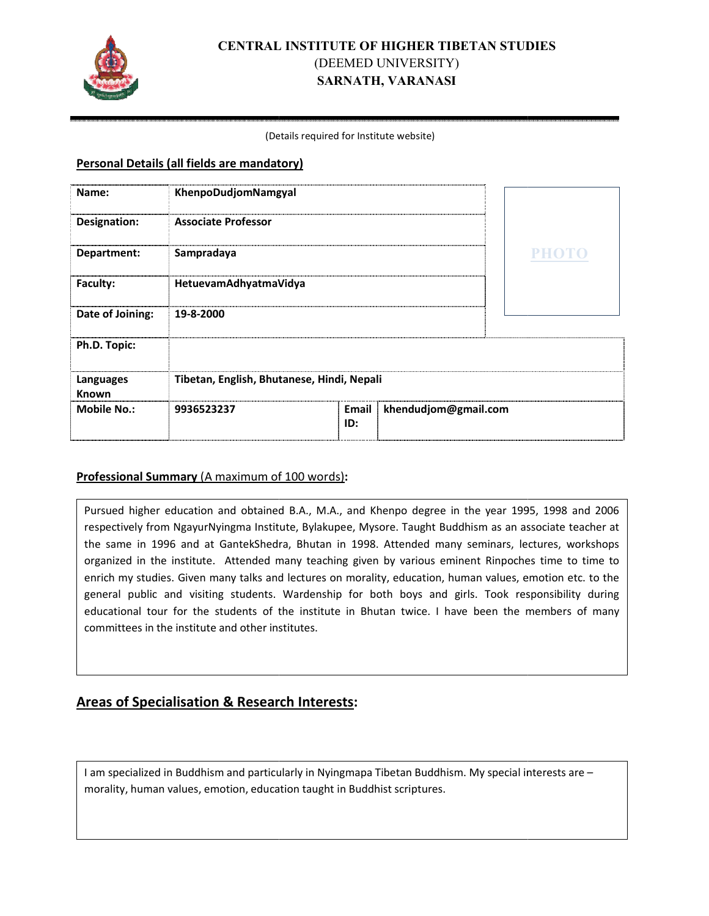# CENTRAL INSTITUTE OF HIGHER TIBETAN STUDIES

(DEEMED UNIVERSITY)

**SARNATH, VARANASI**

(Details required for Institute website)

## Personal Details (all fields are mandatory)

| | | | |
|---|---|---|---|
| **Name:** | **KhenpoDudjomNamgyal** | | |
| **Designation:** | **Associate Professor** | | |
| **Department:** | **Sampradaya** | | |
| **Faculty:** | **HetuevamAdhyatmaVidya** | | |
| **Date of Joining:** | **19-8-2000** | | |
| **Ph.D. Topic:** | | | |
| **Languages Known** | **Tibetan, English, Bhutanese, Hindi, Nepali** | | |
| **Mobile No.:** | **9936523237** | **Email ID:** | **khendudjom@gmail.com** |

PHOTO

## Professional Summary (A maximum of 100 words):

Pursued higher education and obtained B.A., M.A., and Khenpo degree in the year 1995, 1998 and 2006 respectively from NgayurNyingma Institute, Bylakupee, Mysore. Taught Buddhism as an associate teacher at the same in 1996 and at GantekShedra, Bhutan in 1998. Attended many seminars, lectures, workshops organized in the institute. Attended many teaching given by various eminent Rinpoches time to time to enrich my studies. Given many talks and lectures on morality, education, human values, emotion etc. to the general public and visiting students. Wardenship for both boys and girls. Took responsibility during educational tour for the students of the institute in Bhutan twice. I have been the members of many committees in the institute and other institutes.

## Areas of Specialisation & Research Interests:

I am specialized in Buddhism and particularly in Nyingmapa Tibetan Buddhism. My special interests are – morality, human values, emotion, education taught in Buddhist scriptures.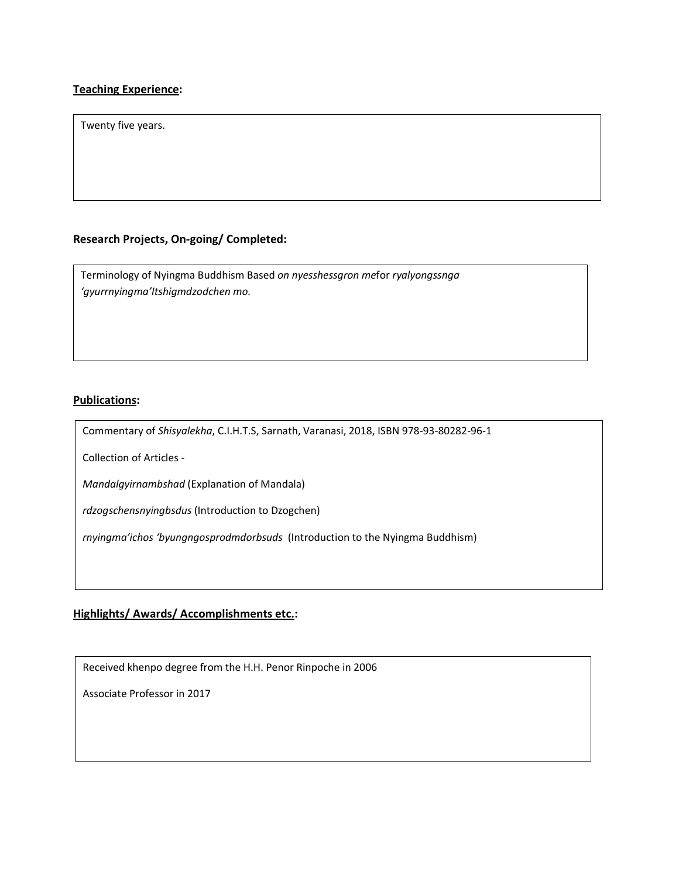**Teaching Experience:**

Twenty five years.

**Research Projects, On-going/ Completed:**

Terminology of Nyingma Buddhism Based *on nyesshessgron me*for *ryalyongssnga ‘gyurrnyingma’Itshigmdzodchen mo.*

**Publications:**

Commentary of *Shisyalekha*, C.I.H.T.S, Sarnath, Varanasi, 2018, ISBN 978-93-80282-96-1

Collection of Articles -

*Mandalgyirnambshad* (Explanation of Mandala)

*rdzogschensnyingbsdus* (Introduction to Dzogchen)

*rnyingma’ichos ‘byungngosprodmdorbsuds* (Introduction to the Nyingma Buddhism)

**Highlights/ Awards/ Accomplishments etc.:**

Received khenpo degree from the H.H. Penor Rinpoche in 2006

Associate Professor in 2017